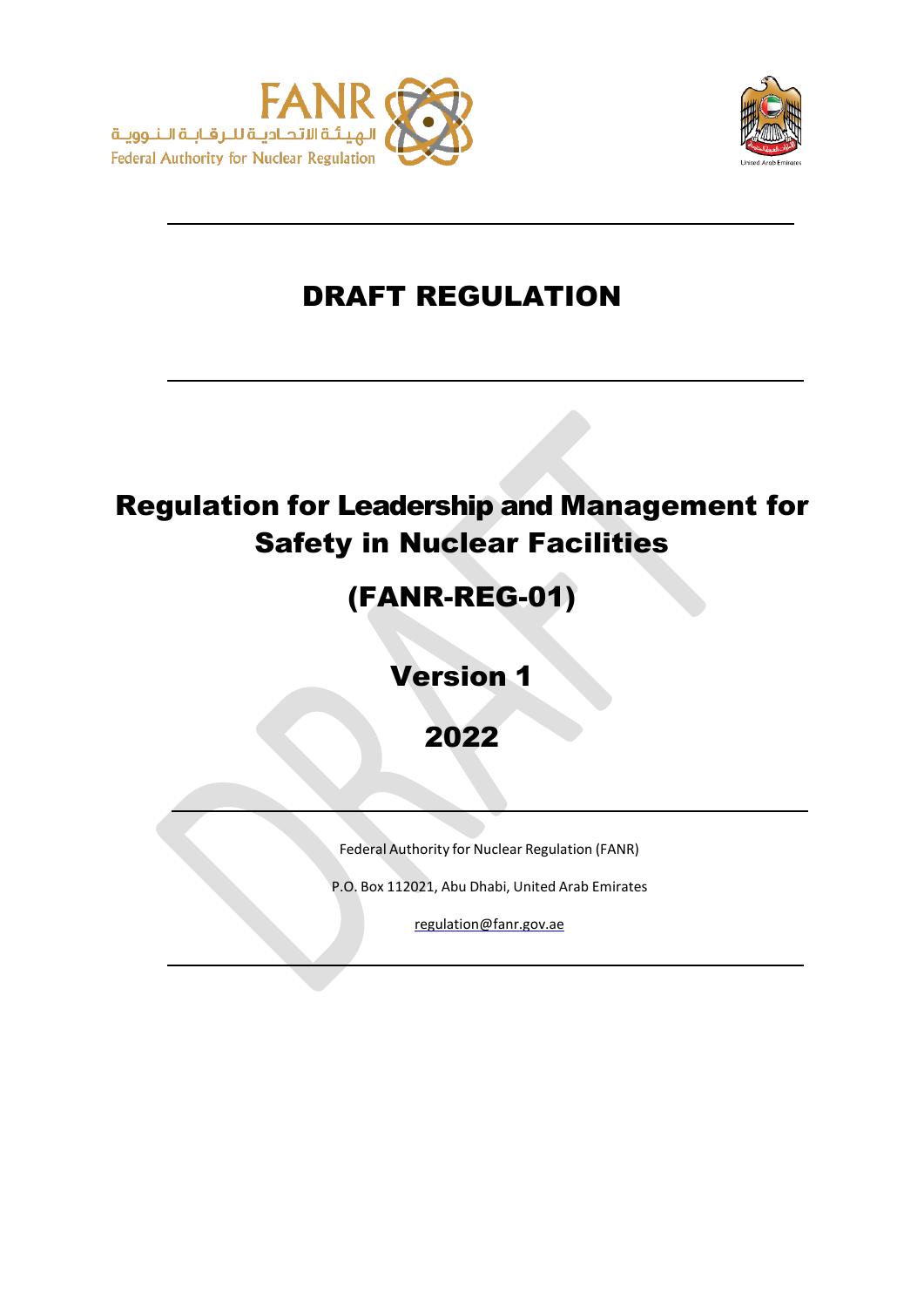FANR
الهيئة الاتحادية للرقابة النووية
Federal Authority for Nuclear Regulation

# DRAFT REGULATION

# Regulation for Leadership and Management for Safety in Nuclear Facilities

# (FANR-REG-01)

## Version 1

## 2022

Federal Authority for Nuclear Regulation (FANR)

P.O. Box 112021, Abu Dhabi, United Arab Emirates

regulation@fanr.gov.ae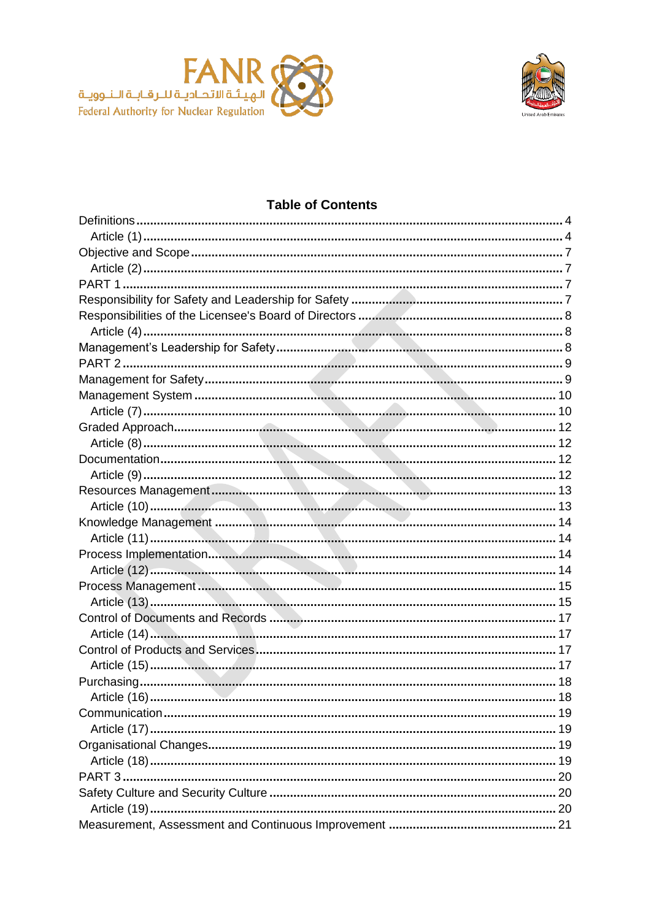## Table of Contents

Definitions........................................................................................................................ 4
  Article (1)...................................................................................................................... 4
Objective and Scope........................................................................................................ 7
  Article (2)...................................................................................................................... 7
PART 1............................................................................................................................. 7
Responsibility for Safety and Leadership for Safety ........................................................ 7
Responsibilities of the Licensee's Board of Directors ...................................................... 8
  Article (4)...................................................................................................................... 8
Management's Leadership for Safety............................................................................... 8
PART 2............................................................................................................................. 9
Management for Safety.................................................................................................... 9
Management System ...................................................................................................... 10
  Article (7)...................................................................................................................... 10
Graded Approach............................................................................................................ 12
  Article (8)...................................................................................................................... 12
Documentation................................................................................................................ 12
  Article (9)...................................................................................................................... 12
Resources Management.................................................................................................. 13
  Article (10).................................................................................................................... 13
Knowledge Management ................................................................................................ 14
  Article (11).................................................................................................................... 14
Process Implementation.................................................................................................. 14
  Article (12).................................................................................................................... 14
Process Management ..................................................................................................... 15
  Article (13).................................................................................................................... 15
Control of Documents and Records ................................................................................ 17
  Article (14).................................................................................................................... 17
Control of Products and Services.................................................................................... 17
  Article (15).................................................................................................................... 17
Purchasing....................................................................................................................... 18
  Article (16).................................................................................................................... 18
Communication............................................................................................................... 19
  Article (17).................................................................................................................... 19
Organisational Changes.................................................................................................. 19
  Article (18).................................................................................................................... 19
PART 3............................................................................................................................ 20
Safety Culture and Security Culture ................................................................................ 20
  Article (19).................................................................................................................... 20
Measurement, Assessment and Continuous Improvement ............................................. 21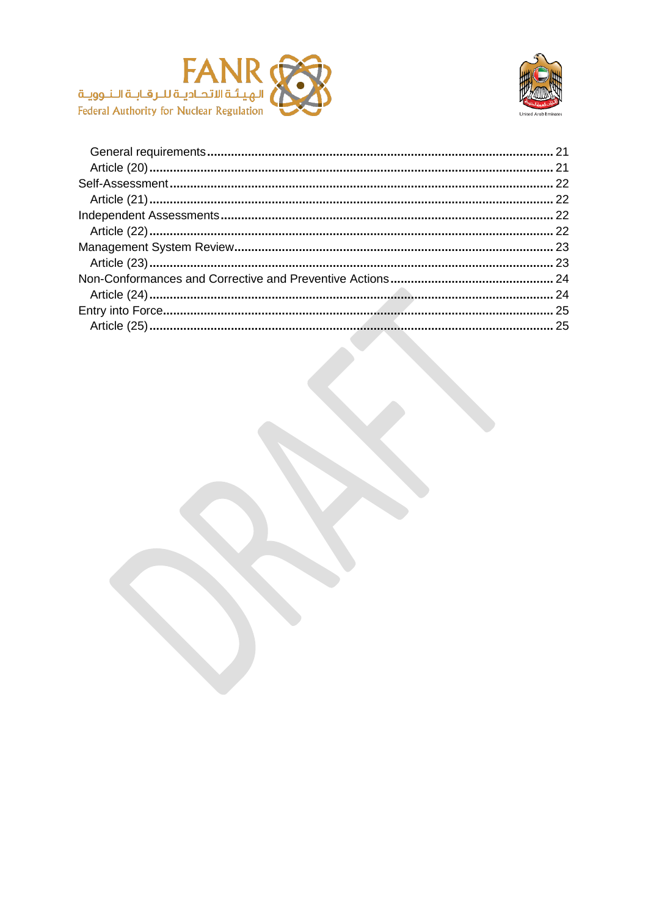General requirements ..... 21
Article (20) ..... 21
Self-Assessment ..... 22
Article (21) ..... 22
Independent Assessments ..... 22
Article (22) ..... 22
Management System Review ..... 23
Article (23) ..... 23
Non-Conformances and Corrective and Preventive Actions ..... 24
Article (24) ..... 24
Entry into Force ..... 25
Article (25) ..... 25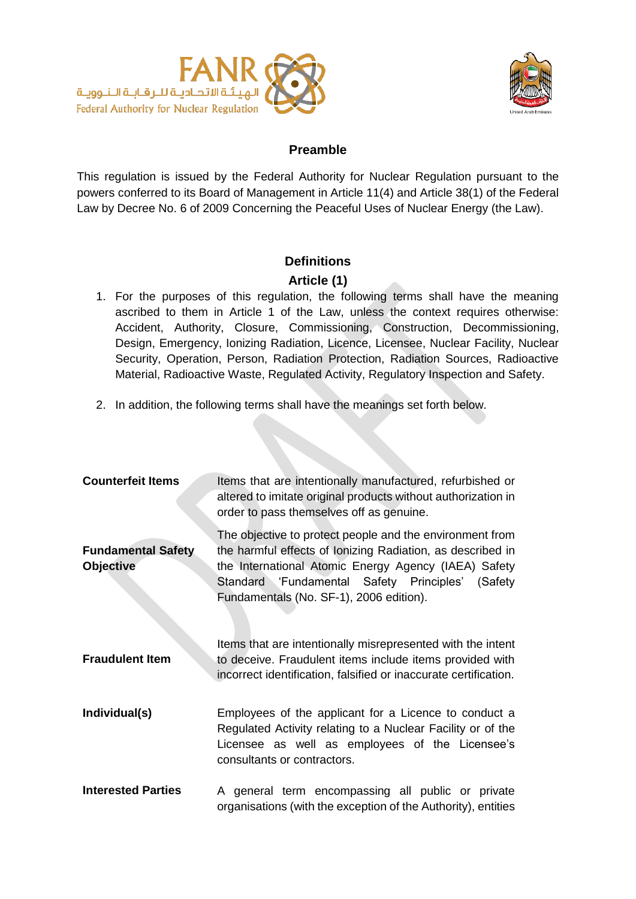## Preamble

This regulation is issued by the Federal Authority for Nuclear Regulation pursuant to the powers conferred to its Board of Management in Article 11(4) and Article 38(1) of the Federal Law by Decree No. 6 of 2009 Concerning the Peaceful Uses of Nuclear Energy (the Law).

## Definitions

### Article (1)

1. For the purposes of this regulation, the following terms shall have the meaning ascribed to them in Article 1 of the Law, unless the context requires otherwise: Accident, Authority, Closure, Commissioning, Construction, Decommissioning, Design, Emergency, Ionizing Radiation, Licence, Licensee, Nuclear Facility, Nuclear Security, Operation, Person, Radiation Protection, Radiation Sources, Radioactive Material, Radioactive Waste, Regulated Activity, Regulatory Inspection and Safety.

2. In addition, the following terms shall have the meanings set forth below.

| | |
|---|---|
| **Counterfeit Items** | Items that are intentionally manufactured, refurbished or altered to imitate original products without authorization in order to pass themselves off as genuine. |
| **Fundamental Safety Objective** | The objective to protect people and the environment from the harmful effects of Ionizing Radiation, as described in the International Atomic Energy Agency (IAEA) Safety Standard 'Fundamental Safety Principles' (Safety Fundamentals (No. SF-1), 2006 edition). |
| **Fraudulent Item** | Items that are intentionally misrepresented with the intent to deceive. Fraudulent items include items provided with incorrect identification, falsified or inaccurate certification. |
| **Individual(s)** | Employees of the applicant for a Licence to conduct a Regulated Activity relating to a Nuclear Facility or of the Licensee as well as employees of the Licensee's consultants or contractors. |
| **Interested Parties** | A general term encompassing all public or private organisations (with the exception of the Authority), entities |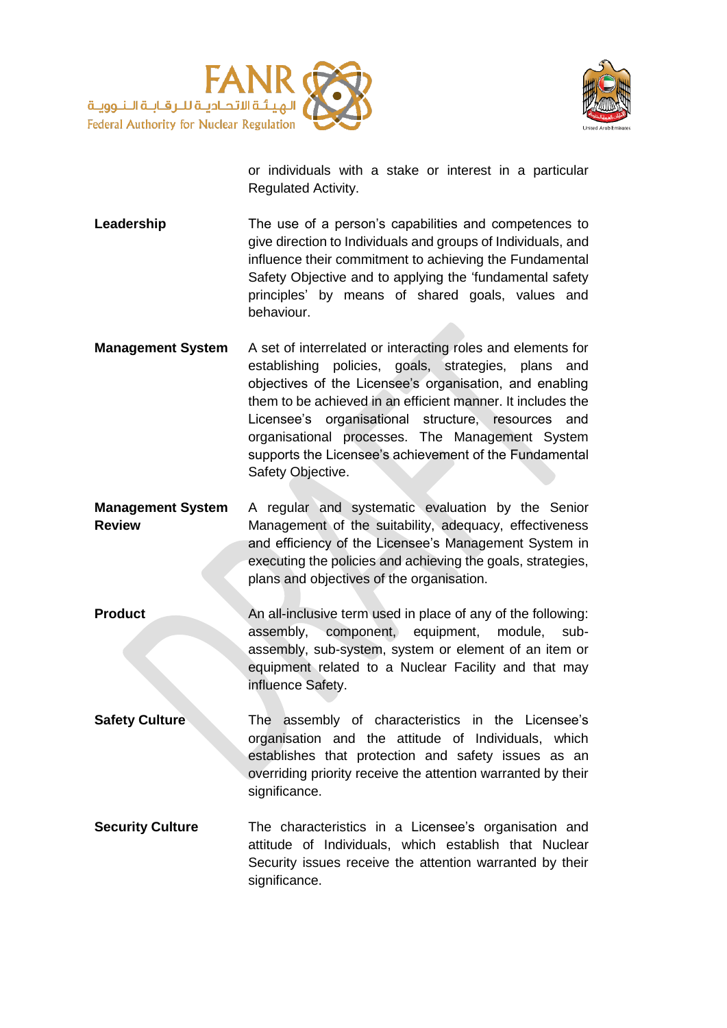or individuals with a stake or interest in a particular Regulated Activity.

**Leadership** The use of a person's capabilities and competences to give direction to Individuals and groups of Individuals, and influence their commitment to achieving the Fundamental Safety Objective and to applying the 'fundamental safety principles' by means of shared goals, values and behaviour.

**Management System** A set of interrelated or interacting roles and elements for establishing policies, goals, strategies, plans and objectives of the Licensee's organisation, and enabling them to be achieved in an efficient manner. It includes the Licensee's organisational structure, resources and organisational processes. The Management System supports the Licensee's achievement of the Fundamental Safety Objective.

**Management System Review** A regular and systematic evaluation by the Senior Management of the suitability, adequacy, effectiveness and efficiency of the Licensee's Management System in executing the policies and achieving the goals, strategies, plans and objectives of the organisation.

**Product** An all-inclusive term used in place of any of the following: assembly, component, equipment, module, sub-assembly, sub-system, system or element of an item or equipment related to a Nuclear Facility and that may influence Safety.

**Safety Culture** The assembly of characteristics in the Licensee's organisation and the attitude of Individuals, which establishes that protection and safety issues as an overriding priority receive the attention warranted by their significance.

**Security Culture** The characteristics in a Licensee's organisation and attitude of Individuals, which establish that Nuclear Security issues receive the attention warranted by their significance.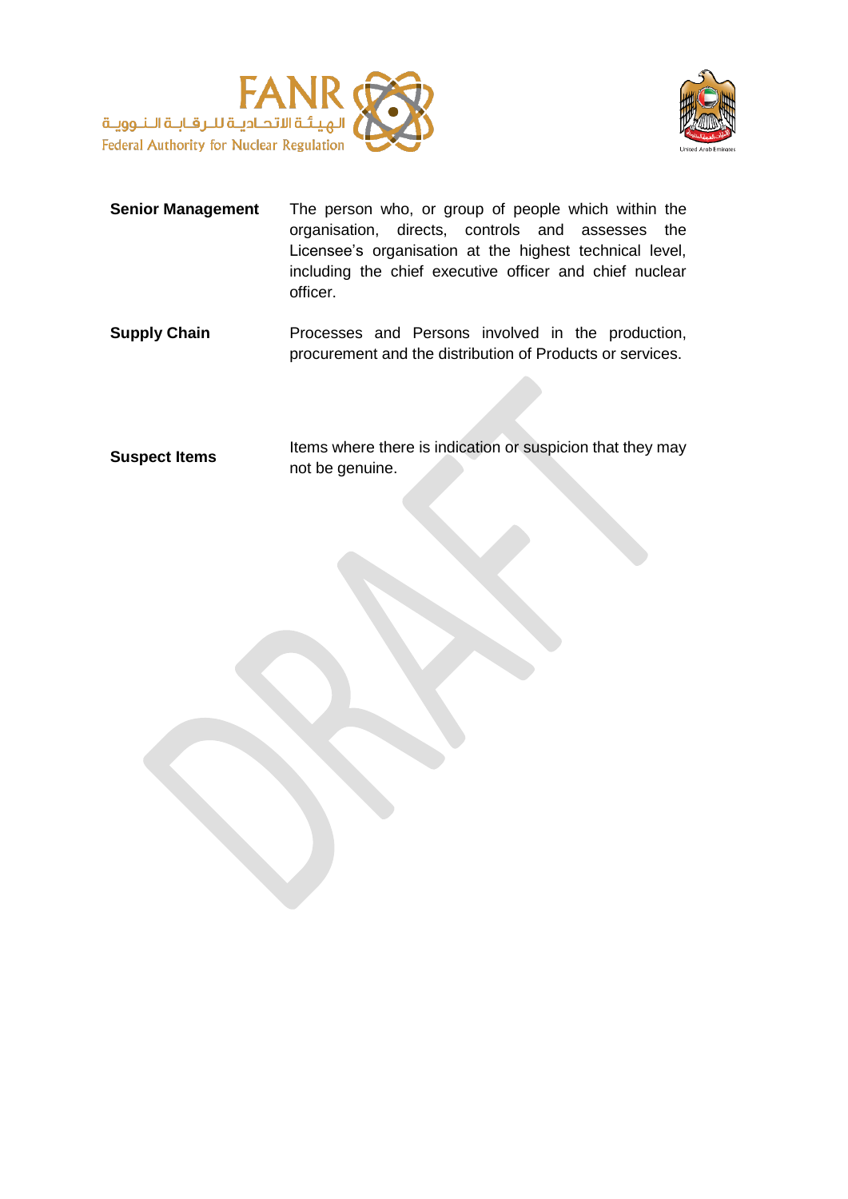**Senior Management** The person who, or group of people which within the organisation, directs, controls and assesses the Licensee's organisation at the highest technical level, including the chief executive officer and chief nuclear officer.

**Supply Chain** Processes and Persons involved in the production, procurement and the distribution of Products or services.

**Suspect Items** Items where there is indication or suspicion that they may not be genuine.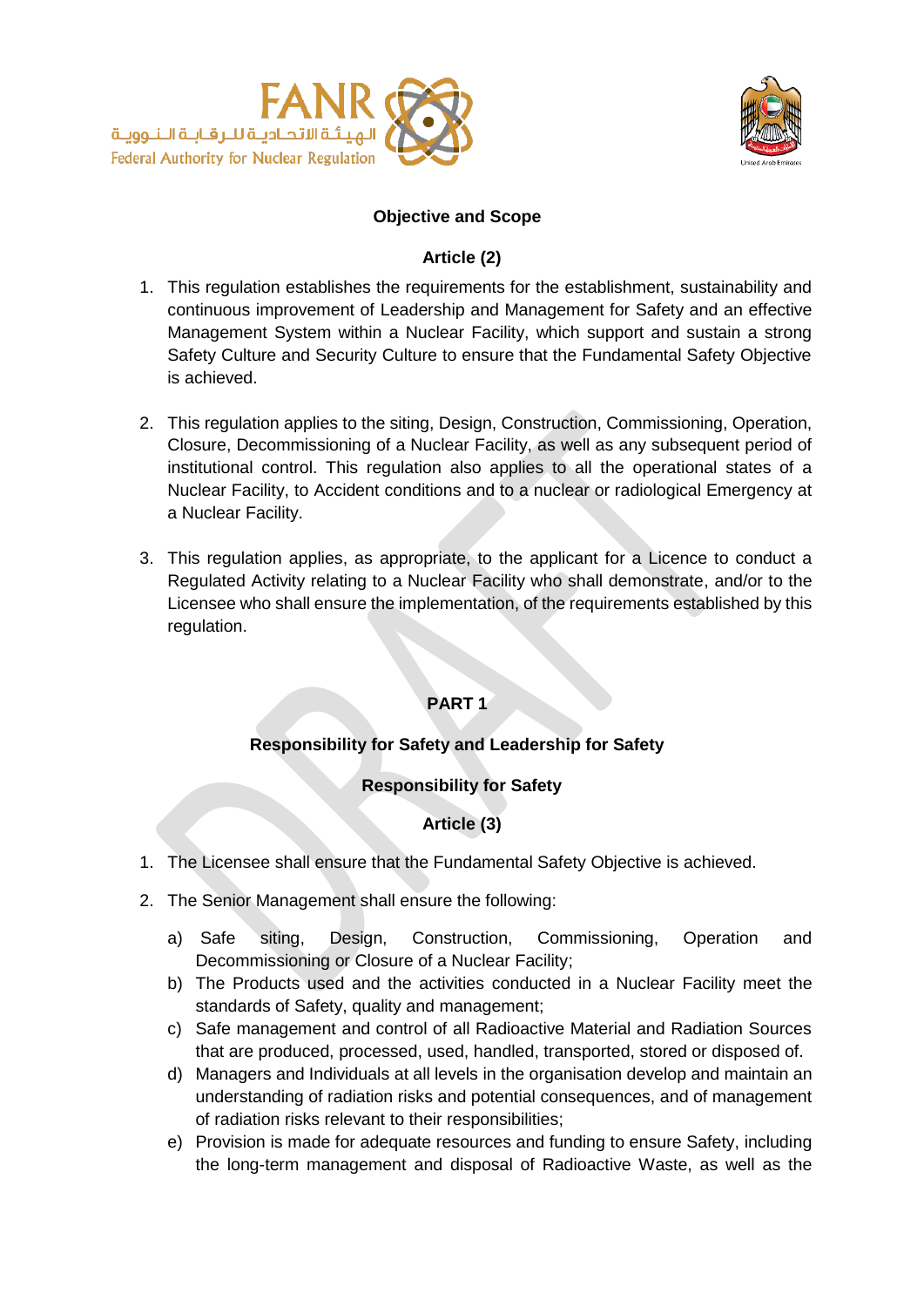**Objective and Scope**

**Article (2)**

1. This regulation establishes the requirements for the establishment, sustainability and continuous improvement of Leadership and Management for Safety and an effective Management System within a Nuclear Facility, which support and sustain a strong Safety Culture and Security Culture to ensure that the Fundamental Safety Objective is achieved.

2. This regulation applies to the siting, Design, Construction, Commissioning, Operation, Closure, Decommissioning of a Nuclear Facility, as well as any subsequent period of institutional control. This regulation also applies to all the operational states of a Nuclear Facility, to Accident conditions and to a nuclear or radiological Emergency at a Nuclear Facility.

3. This regulation applies, as appropriate, to the applicant for a Licence to conduct a Regulated Activity relating to a Nuclear Facility who shall demonstrate, and/or to the Licensee who shall ensure the implementation, of the requirements established by this regulation.

**PART 1**

**Responsibility for Safety and Leadership for Safety**

**Responsibility for Safety**

**Article (3)**

1. The Licensee shall ensure that the Fundamental Safety Objective is achieved.
2. The Senior Management shall ensure the following:
   a) Safe siting, Design, Construction, Commissioning, Operation and Decommissioning or Closure of a Nuclear Facility;
   b) The Products used and the activities conducted in a Nuclear Facility meet the standards of Safety, quality and management;
   c) Safe management and control of all Radioactive Material and Radiation Sources that are produced, processed, used, handled, transported, stored or disposed of.
   d) Managers and Individuals at all levels in the organisation develop and maintain an understanding of radiation risks and potential consequences, and of management of radiation risks relevant to their responsibilities;
   e) Provision is made for adequate resources and funding to ensure Safety, including the long-term management and disposal of Radioactive Waste, as well as the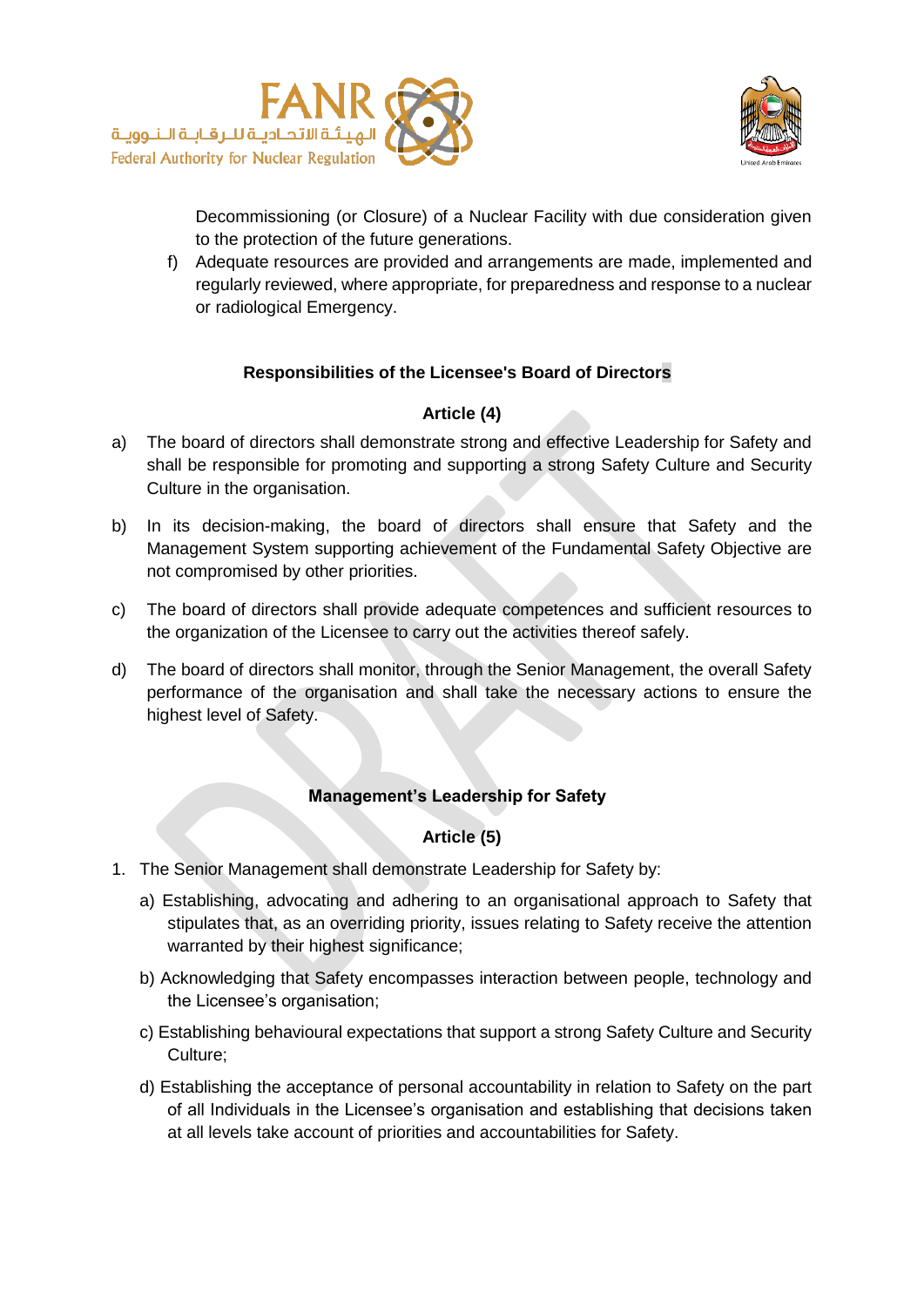Decommissioning (or Closure) of a Nuclear Facility with due consideration given to the protection of the future generations.

f) Adequate resources are provided and arrangements are made, implemented and regularly reviewed, where appropriate, for preparedness and response to a nuclear or radiological Emergency.

## Responsibilities of the Licensee's Board of Directors

### Article (4)

a) The board of directors shall demonstrate strong and effective Leadership for Safety and shall be responsible for promoting and supporting a strong Safety Culture and Security Culture in the organisation.

b) In its decision-making, the board of directors shall ensure that Safety and the Management System supporting achievement of the Fundamental Safety Objective are not compromised by other priorities.

c) The board of directors shall provide adequate competences and sufficient resources to the organization of the Licensee to carry out the activities thereof safely.

d) The board of directors shall monitor, through the Senior Management, the overall Safety performance of the organisation and shall take the necessary actions to ensure the highest level of Safety.

## Management's Leadership for Safety

### Article (5)

1. The Senior Management shall demonstrate Leadership for Safety by:

   a) Establishing, advocating and adhering to an organisational approach to Safety that stipulates that, as an overriding priority, issues relating to Safety receive the attention warranted by their highest significance;

   b) Acknowledging that Safety encompasses interaction between people, technology and the Licensee's organisation;

   c) Establishing behavioural expectations that support a strong Safety Culture and Security Culture;

   d) Establishing the acceptance of personal accountability in relation to Safety on the part of all Individuals in the Licensee's organisation and establishing that decisions taken at all levels take account of priorities and accountabilities for Safety.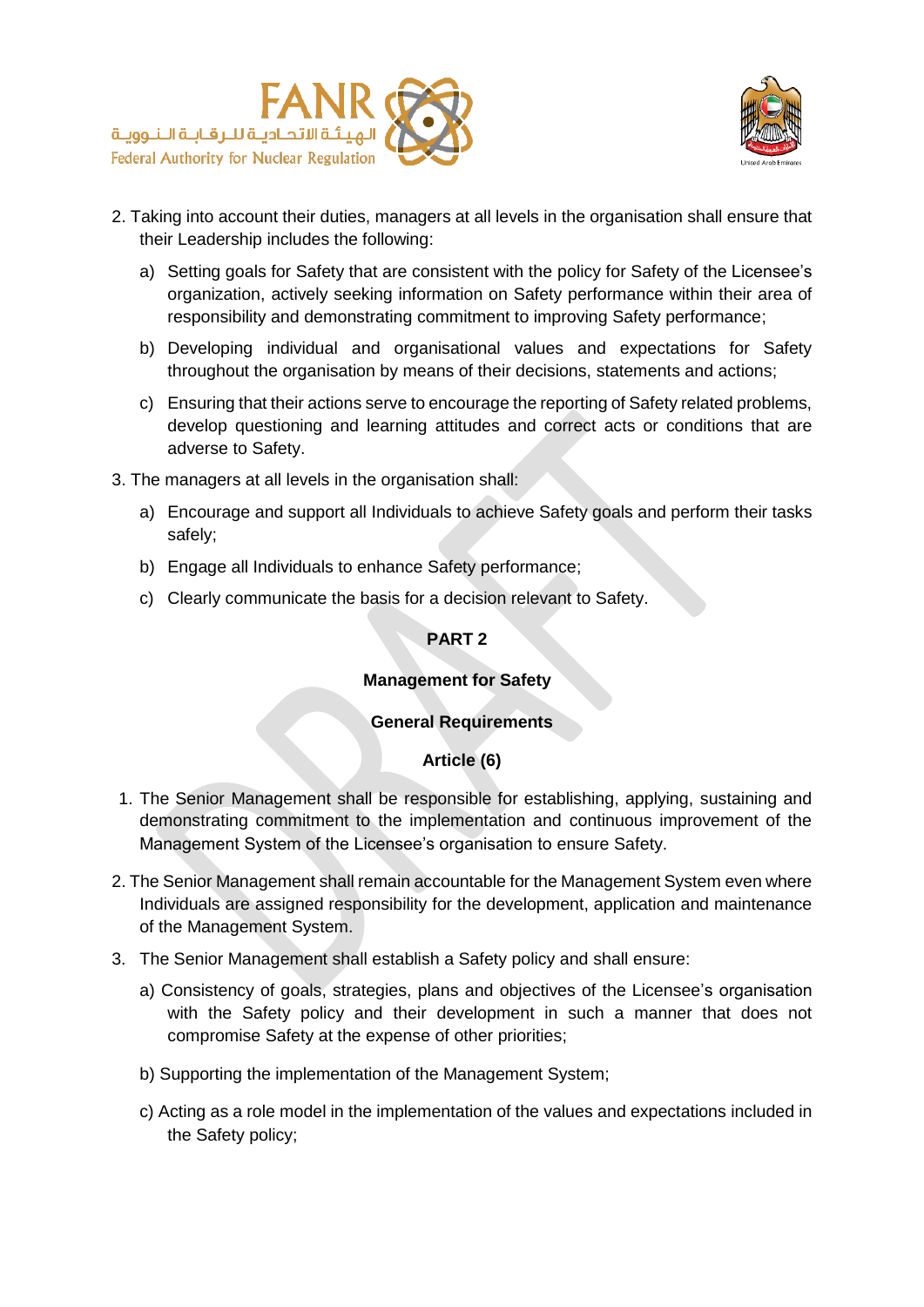2. Taking into account their duties, managers at all levels in the organisation shall ensure that their Leadership includes the following:

   a) Setting goals for Safety that are consistent with the policy for Safety of the Licensee's organization, actively seeking information on Safety performance within their area of responsibility and demonstrating commitment to improving Safety performance;

   b) Developing individual and organisational values and expectations for Safety throughout the organisation by means of their decisions, statements and actions;

   c) Ensuring that their actions serve to encourage the reporting of Safety related problems, develop questioning and learning attitudes and correct acts or conditions that are adverse to Safety.

3. The managers at all levels in the organisation shall:

   a) Encourage and support all Individuals to achieve Safety goals and perform their tasks safely;

   b) Engage all Individuals to enhance Safety performance;

   c) Clearly communicate the basis for a decision relevant to Safety.

## PART 2

## Management for Safety

### General Requirements

### Article (6)

1. The Senior Management shall be responsible for establishing, applying, sustaining and demonstrating commitment to the implementation and continuous improvement of the Management System of the Licensee's organisation to ensure Safety.

2. The Senior Management shall remain accountable for the Management System even where Individuals are assigned responsibility for the development, application and maintenance of the Management System.

3. The Senior Management shall establish a Safety policy and shall ensure:

   a) Consistency of goals, strategies, plans and objectives of the Licensee's organisation with the Safety policy and their development in such a manner that does not compromise Safety at the expense of other priorities;

   b) Supporting the implementation of the Management System;

   c) Acting as a role model in the implementation of the values and expectations included in the Safety policy;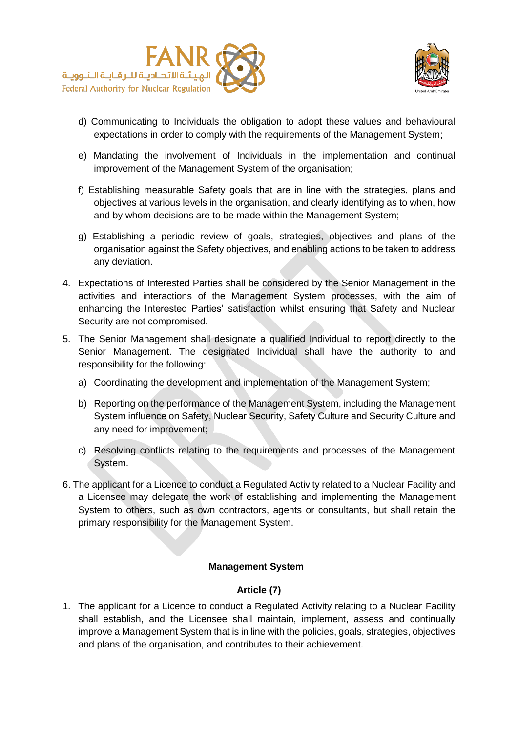d) Communicating to Individuals the obligation to adopt these values and behavioural expectations in order to comply with the requirements of the Management System;

e) Mandating the involvement of Individuals in the implementation and continual improvement of the Management System of the organisation;

f) Establishing measurable Safety goals that are in line with the strategies, plans and objectives at various levels in the organisation, and clearly identifying as to when, how and by whom decisions are to be made within the Management System;

g) Establishing a periodic review of goals, strategies, objectives and plans of the organisation against the Safety objectives, and enabling actions to be taken to address any deviation.

4. Expectations of Interested Parties shall be considered by the Senior Management in the activities and interactions of the Management System processes, with the aim of enhancing the Interested Parties' satisfaction whilst ensuring that Safety and Nuclear Security are not compromised.

5. The Senior Management shall designate a qualified Individual to report directly to the Senior Management. The designated Individual shall have the authority to and responsibility for the following:

   a) Coordinating the development and implementation of the Management System;

   b) Reporting on the performance of the Management System, including the Management System influence on Safety, Nuclear Security, Safety Culture and Security Culture and any need for improvement;

   c) Resolving conflicts relating to the requirements and processes of the Management System.

6. The applicant for a Licence to conduct a Regulated Activity related to a Nuclear Facility and a Licensee may delegate the work of establishing and implementing the Management System to others, such as own contractors, agents or consultants, but shall retain the primary responsibility for the Management System.

**Management System**

**Article (7)**

1. The applicant for a Licence to conduct a Regulated Activity relating to a Nuclear Facility shall establish, and the Licensee shall maintain, implement, assess and continually improve a Management System that is in line with the policies, goals, strategies, objectives and plans of the organisation, and contributes to their achievement.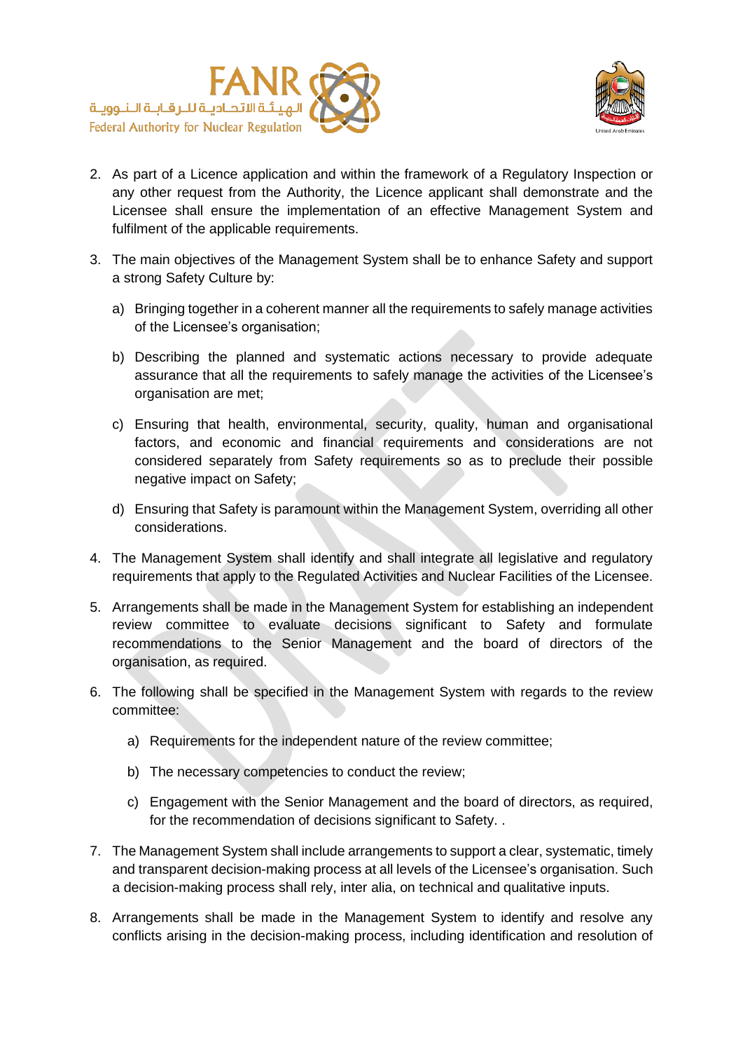2. As part of a Licence application and within the framework of a Regulatory Inspection or any other request from the Authority, the Licence applicant shall demonstrate and the Licensee shall ensure the implementation of an effective Management System and fulfilment of the applicable requirements.

3. The main objectives of the Management System shall be to enhance Safety and support a strong Safety Culture by:

   a) Bringing together in a coherent manner all the requirements to safely manage activities of the Licensee's organisation;

   b) Describing the planned and systematic actions necessary to provide adequate assurance that all the requirements to safely manage the activities of the Licensee's organisation are met;

   c) Ensuring that health, environmental, security, quality, human and organisational factors, and economic and financial requirements and considerations are not considered separately from Safety requirements so as to preclude their possible negative impact on Safety;

   d) Ensuring that Safety is paramount within the Management System, overriding all other considerations.

4. The Management System shall identify and shall integrate all legislative and regulatory requirements that apply to the Regulated Activities and Nuclear Facilities of the Licensee.

5. Arrangements shall be made in the Management System for establishing an independent review committee to evaluate decisions significant to Safety and formulate recommendations to the Senior Management and the board of directors of the organisation, as required.

6. The following shall be specified in the Management System with regards to the review committee:

   a) Requirements for the independent nature of the review committee;

   b) The necessary competencies to conduct the review;

   c) Engagement with the Senior Management and the board of directors, as required, for the recommendation of decisions significant to Safety. .

7. The Management System shall include arrangements to support a clear, systematic, timely and transparent decision-making process at all levels of the Licensee's organisation. Such a decision-making process shall rely, inter alia, on technical and qualitative inputs.

8. Arrangements shall be made in the Management System to identify and resolve any conflicts arising in the decision-making process, including identification and resolution of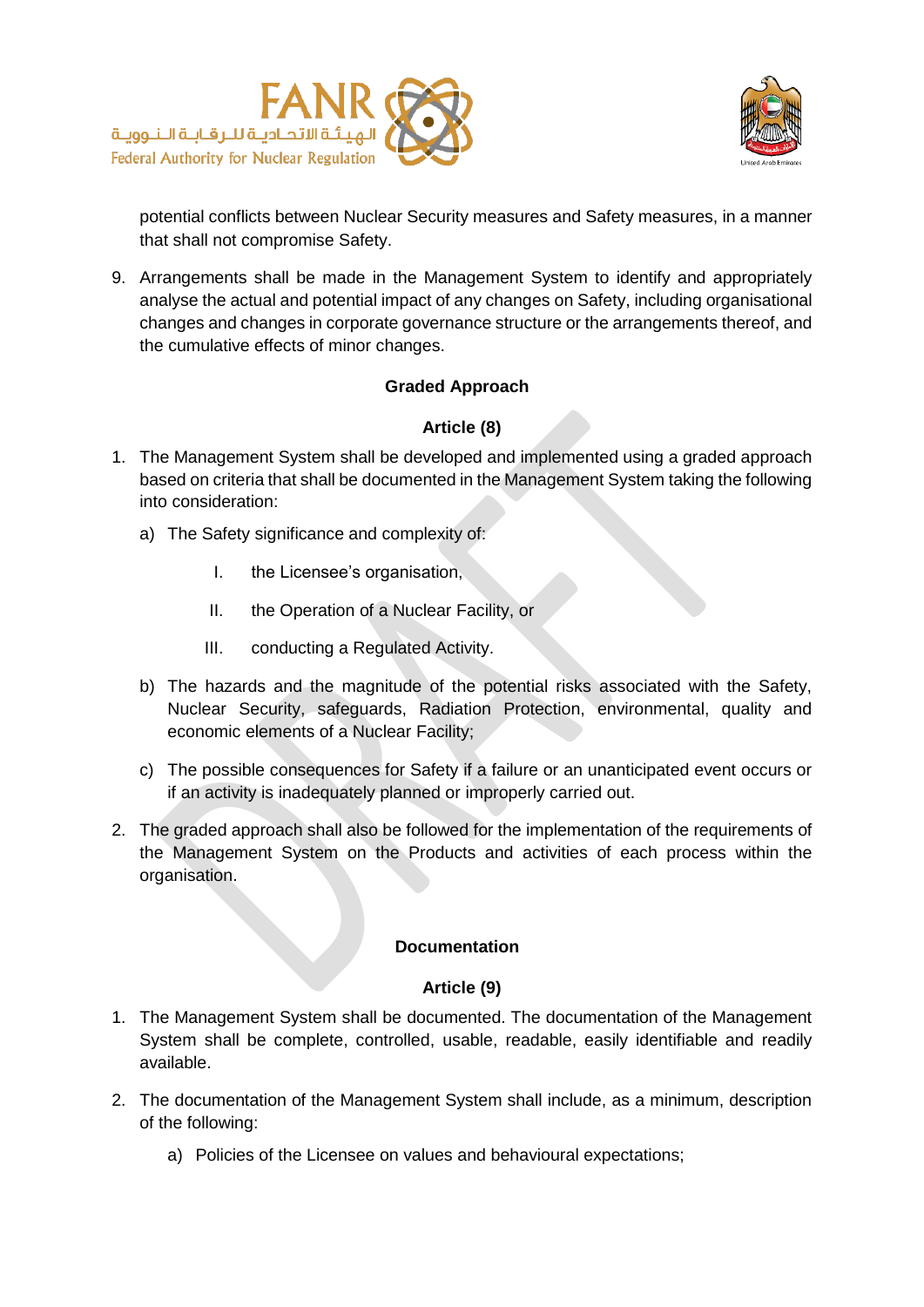potential conflicts between Nuclear Security measures and Safety measures, in a manner that shall not compromise Safety.

9. Arrangements shall be made in the Management System to identify and appropriately analyse the actual and potential impact of any changes on Safety, including organisational changes and changes in corporate governance structure or the arrangements thereof, and the cumulative effects of minor changes.

**Graded Approach**

**Article (8)**

1. The Management System shall be developed and implemented using a graded approach based on criteria that shall be documented in the Management System taking the following into consideration:
   a) The Safety significance and complexity of:
      I. the Licensee's organisation,
      II. the Operation of a Nuclear Facility, or
      III. conducting a Regulated Activity.
   b) The hazards and the magnitude of the potential risks associated with the Safety, Nuclear Security, safeguards, Radiation Protection, environmental, quality and economic elements of a Nuclear Facility;
   c) The possible consequences for Safety if a failure or an unanticipated event occurs or if an activity is inadequately planned or improperly carried out.
2. The graded approach shall also be followed for the implementation of the requirements of the Management System on the Products and activities of each process within the organisation.

**Documentation**

**Article (9)**

1. The Management System shall be documented. The documentation of the Management System shall be complete, controlled, usable, readable, easily identifiable and readily available.
2. The documentation of the Management System shall include, as a minimum, description of the following:
   a) Policies of the Licensee on values and behavioural expectations;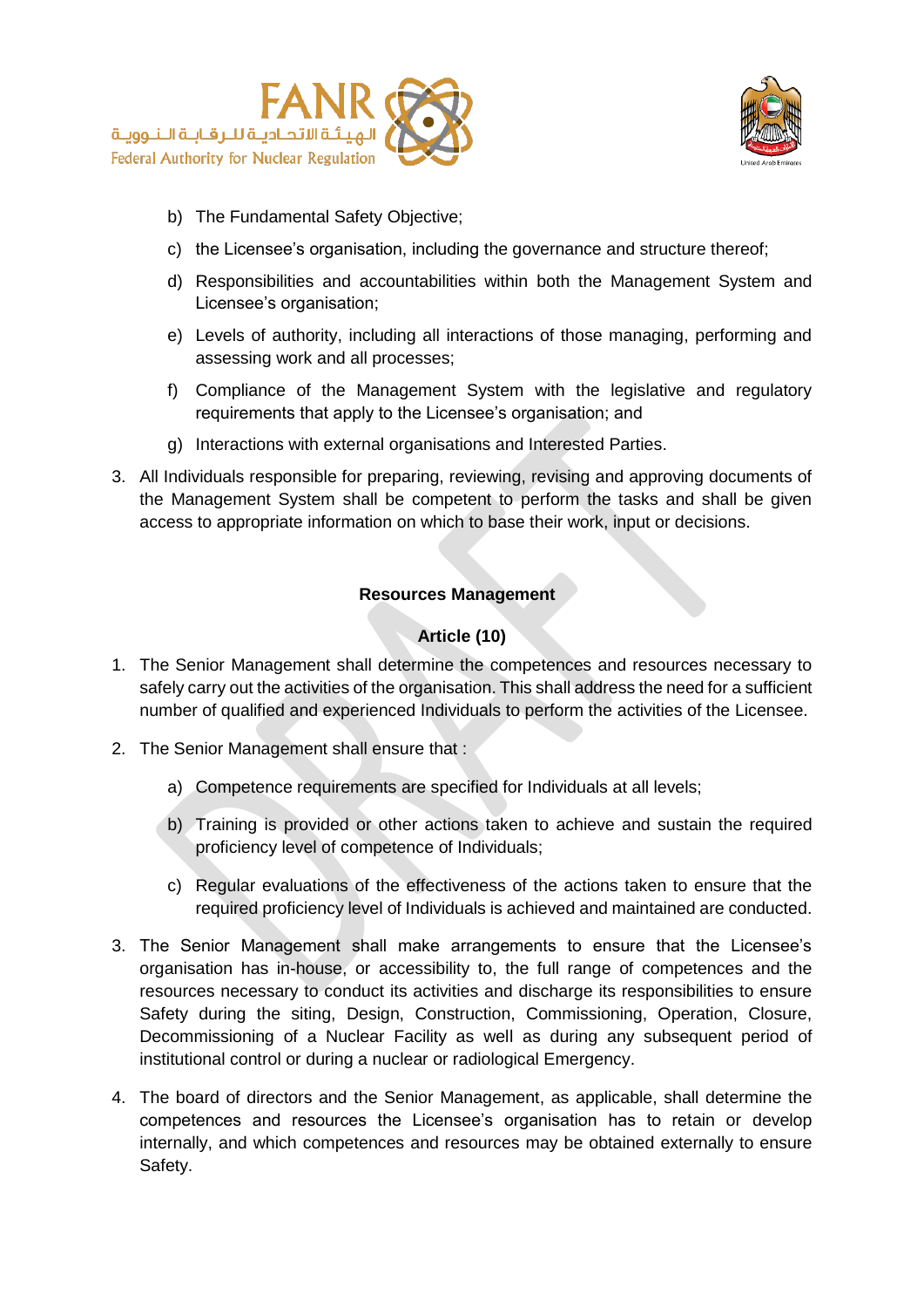b) The Fundamental Safety Objective;

c) the Licensee's organisation, including the governance and structure thereof;

d) Responsibilities and accountabilities within both the Management System and Licensee's organisation;

e) Levels of authority, including all interactions of those managing, performing and assessing work and all processes;

f) Compliance of the Management System with the legislative and regulatory requirements that apply to the Licensee's organisation; and

g) Interactions with external organisations and Interested Parties.

3. All Individuals responsible for preparing, reviewing, revising and approving documents of the Management System shall be competent to perform the tasks and shall be given access to appropriate information on which to base their work, input or decisions.

**Resources Management**

**Article (10)**

1. The Senior Management shall determine the competences and resources necessary to safely carry out the activities of the organisation. This shall address the need for a sufficient number of qualified and experienced Individuals to perform the activities of the Licensee.

2. The Senior Management shall ensure that :

   a) Competence requirements are specified for Individuals at all levels;

   b) Training is provided or other actions taken to achieve and sustain the required proficiency level of competence of Individuals;

   c) Regular evaluations of the effectiveness of the actions taken to ensure that the required proficiency level of Individuals is achieved and maintained are conducted.

3. The Senior Management shall make arrangements to ensure that the Licensee's organisation has in-house, or accessibility to, the full range of competences and the resources necessary to conduct its activities and discharge its responsibilities to ensure Safety during the siting, Design, Construction, Commissioning, Operation, Closure, Decommissioning of a Nuclear Facility as well as during any subsequent period of institutional control or during a nuclear or radiological Emergency.

4. The board of directors and the Senior Management, as applicable, shall determine the competences and resources the Licensee's organisation has to retain or develop internally, and which competences and resources may be obtained externally to ensure Safety.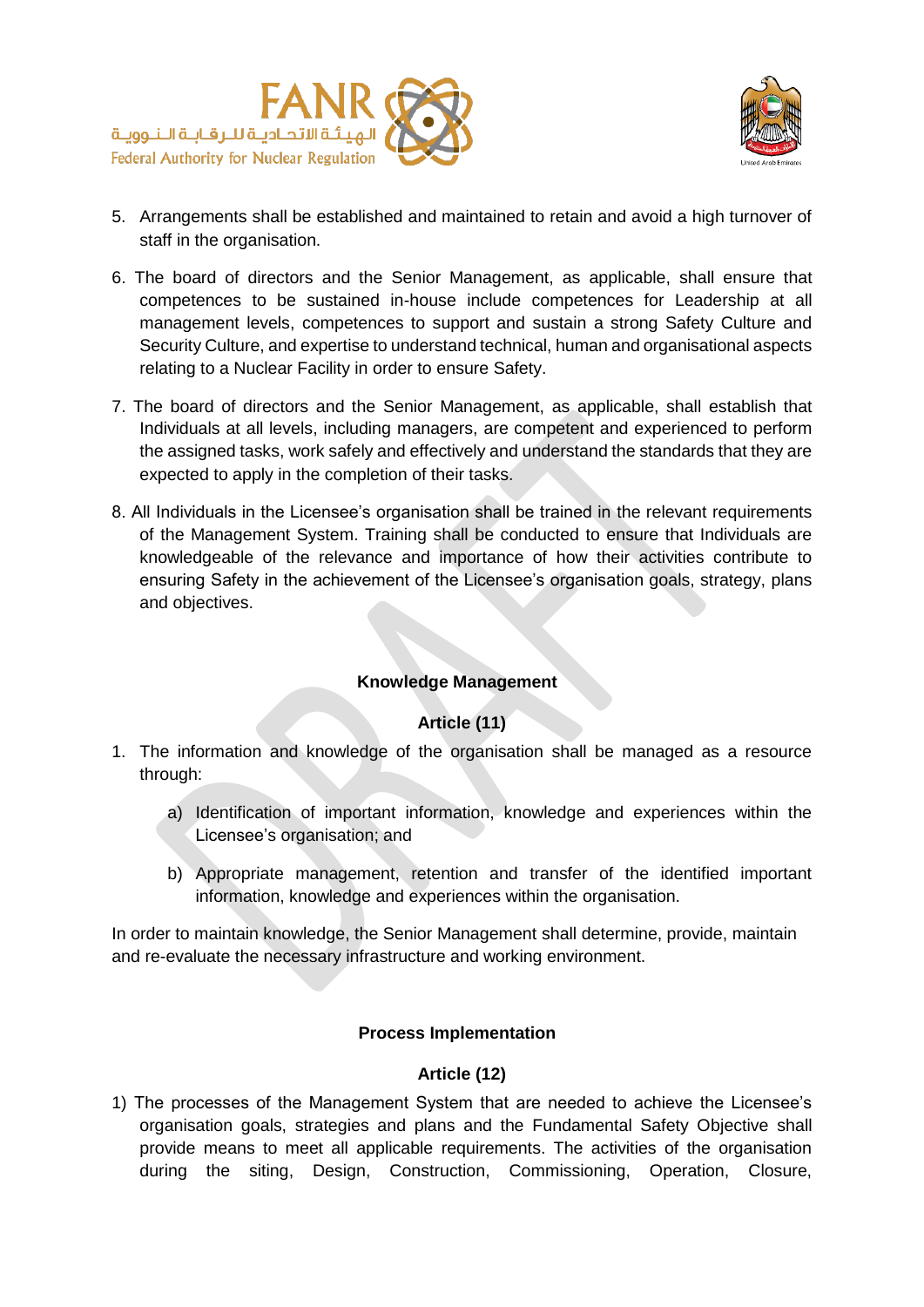5. Arrangements shall be established and maintained to retain and avoid a high turnover of staff in the organisation.

6. The board of directors and the Senior Management, as applicable, shall ensure that competences to be sustained in-house include competences for Leadership at all management levels, competences to support and sustain a strong Safety Culture and Security Culture, and expertise to understand technical, human and organisational aspects relating to a Nuclear Facility in order to ensure Safety.

7. The board of directors and the Senior Management, as applicable, shall establish that Individuals at all levels, including managers, are competent and experienced to perform the assigned tasks, work safely and effectively and understand the standards that they are expected to apply in the completion of their tasks.

8. All Individuals in the Licensee's organisation shall be trained in the relevant requirements of the Management System. Training shall be conducted to ensure that Individuals are knowledgeable of the relevance and importance of how their activities contribute to ensuring Safety in the achievement of the Licensee's organisation goals, strategy, plans and objectives.

## Knowledge Management

### Article (11)

1. The information and knowledge of the organisation shall be managed as a resource through:

   a) Identification of important information, knowledge and experiences within the Licensee's organisation; and

   b) Appropriate management, retention and transfer of the identified important information, knowledge and experiences within the organisation.

In order to maintain knowledge, the Senior Management shall determine, provide, maintain and re-evaluate the necessary infrastructure and working environment.

## Process Implementation

### Article (12)

1) The processes of the Management System that are needed to achieve the Licensee's organisation goals, strategies and plans and the Fundamental Safety Objective shall provide means to meet all applicable requirements. The activities of the organisation during the siting, Design, Construction, Commissioning, Operation, Closure,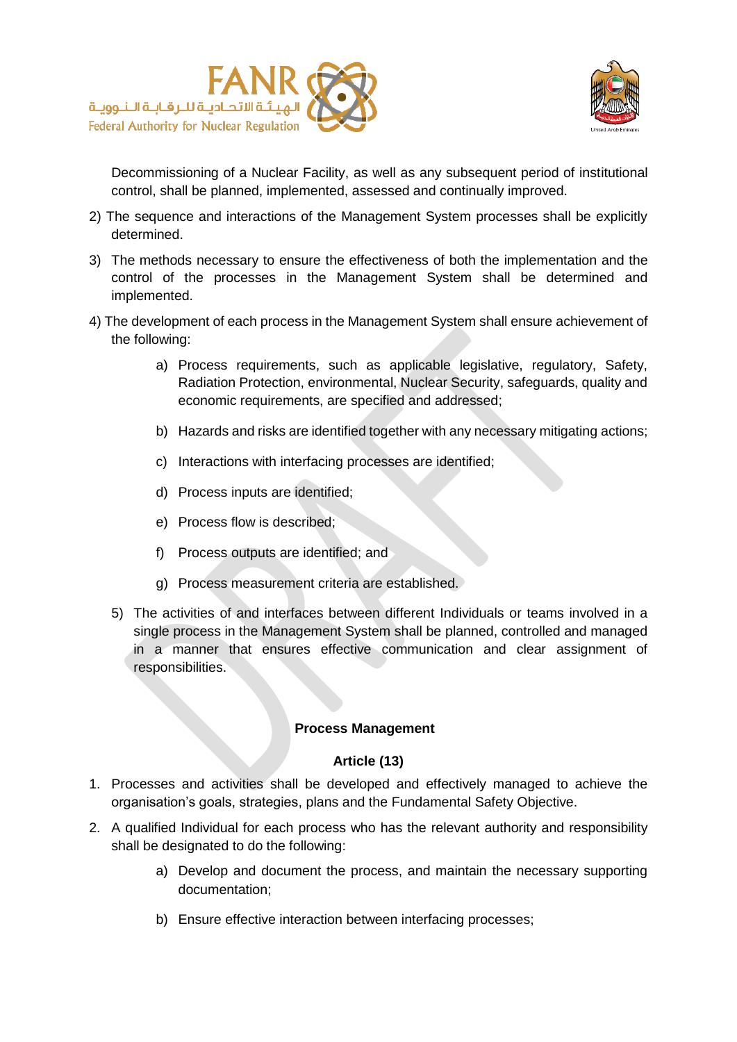Decommissioning of a Nuclear Facility, as well as any subsequent period of institutional control, shall be planned, implemented, assessed and continually improved.

2) The sequence and interactions of the Management System processes shall be explicitly determined.

3) The methods necessary to ensure the effectiveness of both the implementation and the control of the processes in the Management System shall be determined and implemented.

4) The development of each process in the Management System shall ensure achievement of the following:

   a) Process requirements, such as applicable legislative, regulatory, Safety, Radiation Protection, environmental, Nuclear Security, safeguards, quality and economic requirements, are specified and addressed;

   b) Hazards and risks are identified together with any necessary mitigating actions;

   c) Interactions with interfacing processes are identified;

   d) Process inputs are identified;

   e) Process flow is described;

   f) Process outputs are identified; and

   g) Process measurement criteria are established.

5) The activities of and interfaces between different Individuals or teams involved in a single process in the Management System shall be planned, controlled and managed in a manner that ensures effective communication and clear assignment of responsibilities.

**Process Management**

**Article (13)**

1. Processes and activities shall be developed and effectively managed to achieve the organisation's goals, strategies, plans and the Fundamental Safety Objective.
2. A qualified Individual for each process who has the relevant authority and responsibility shall be designated to do the following:

   a) Develop and document the process, and maintain the necessary supporting documentation;

   b) Ensure effective interaction between interfacing processes;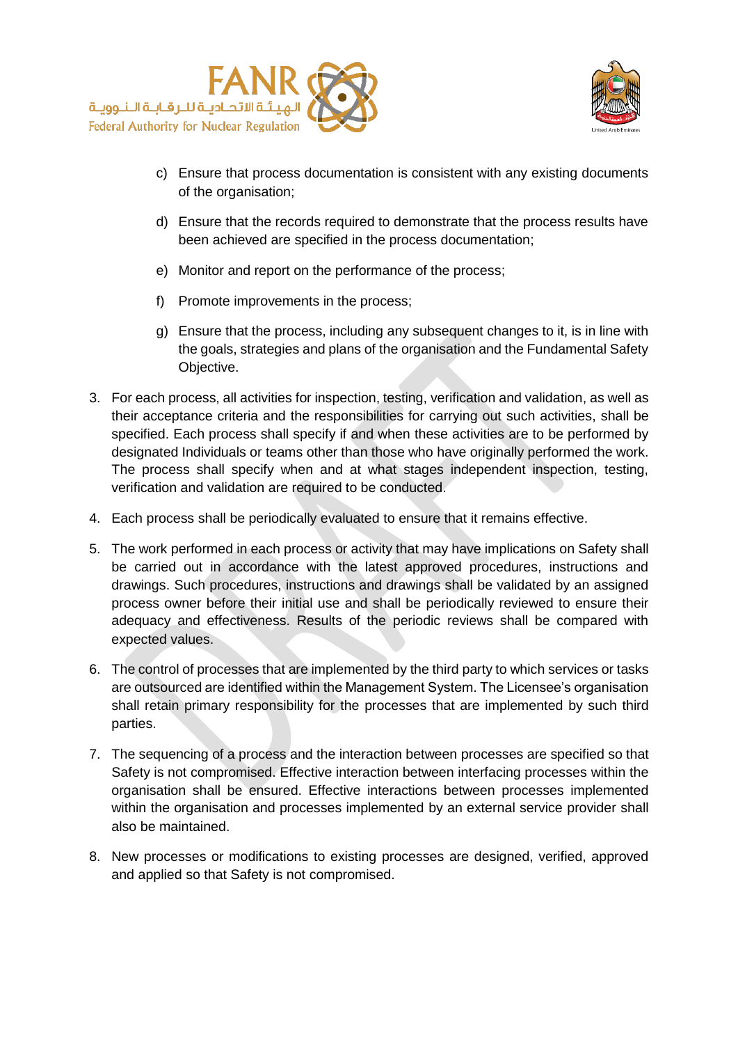c) Ensure that process documentation is consistent with any existing documents of the organisation;

d) Ensure that the records required to demonstrate that the process results have been achieved are specified in the process documentation;

e) Monitor and report on the performance of the process;

f) Promote improvements in the process;

g) Ensure that the process, including any subsequent changes to it, is in line with the goals, strategies and plans of the organisation and the Fundamental Safety Objective.

3. For each process, all activities for inspection, testing, verification and validation, as well as their acceptance criteria and the responsibilities for carrying out such activities, shall be specified. Each process shall specify if and when these activities are to be performed by designated Individuals or teams other than those who have originally performed the work. The process shall specify when and at what stages independent inspection, testing, verification and validation are required to be conducted.

4. Each process shall be periodically evaluated to ensure that it remains effective.

5. The work performed in each process or activity that may have implications on Safety shall be carried out in accordance with the latest approved procedures, instructions and drawings. Such procedures, instructions and drawings shall be validated by an assigned process owner before their initial use and shall be periodically reviewed to ensure their adequacy and effectiveness. Results of the periodic reviews shall be compared with expected values.

6. The control of processes that are implemented by the third party to which services or tasks are outsourced are identified within the Management System. The Licensee's organisation shall retain primary responsibility for the processes that are implemented by such third parties.

7. The sequencing of a process and the interaction between processes are specified so that Safety is not compromised. Effective interaction between interfacing processes within the organisation shall be ensured. Effective interactions between processes implemented within the organisation and processes implemented by an external service provider shall also be maintained.

8. New processes or modifications to existing processes are designed, verified, approved and applied so that Safety is not compromised.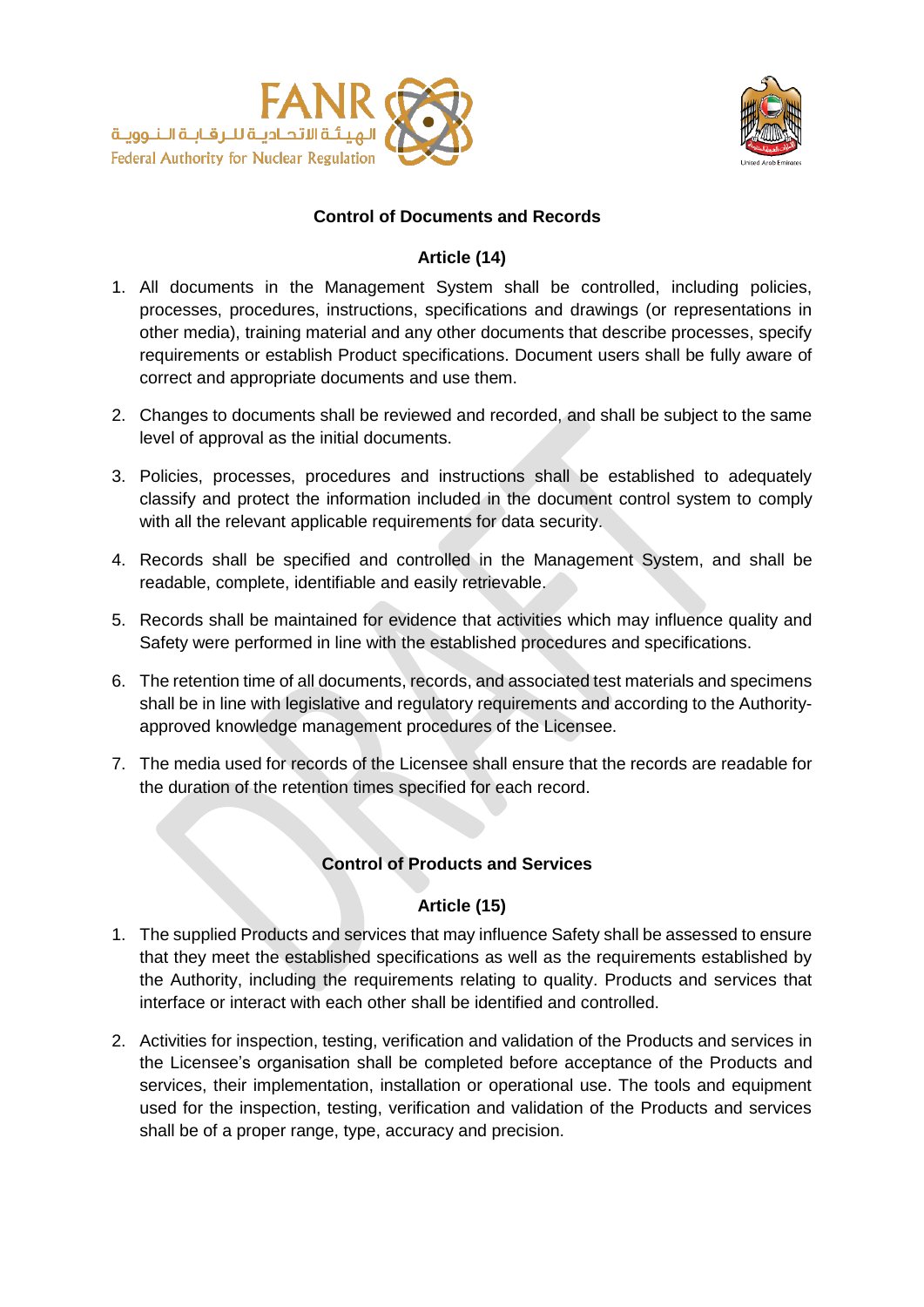## Control of Documents and Records

### Article (14)

1. All documents in the Management System shall be controlled, including policies, processes, procedures, instructions, specifications and drawings (or representations in other media), training material and any other documents that describe processes, specify requirements or establish Product specifications. Document users shall be fully aware of correct and appropriate documents and use them.

2. Changes to documents shall be reviewed and recorded, and shall be subject to the same level of approval as the initial documents.

3. Policies, processes, procedures and instructions shall be established to adequately classify and protect the information included in the document control system to comply with all the relevant applicable requirements for data security.

4. Records shall be specified and controlled in the Management System, and shall be readable, complete, identifiable and easily retrievable.

5. Records shall be maintained for evidence that activities which may influence quality and Safety were performed in line with the established procedures and specifications.

6. The retention time of all documents, records, and associated test materials and specimens shall be in line with legislative and regulatory requirements and according to the Authority-approved knowledge management procedures of the Licensee.

7. The media used for records of the Licensee shall ensure that the records are readable for the duration of the retention times specified for each record.

## Control of Products and Services

### Article (15)

1. The supplied Products and services that may influence Safety shall be assessed to ensure that they meet the established specifications as well as the requirements established by the Authority, including the requirements relating to quality. Products and services that interface or interact with each other shall be identified and controlled.

2. Activities for inspection, testing, verification and validation of the Products and services in the Licensee's organisation shall be completed before acceptance of the Products and services, their implementation, installation or operational use. The tools and equipment used for the inspection, testing, verification and validation of the Products and services shall be of a proper range, type, accuracy and precision.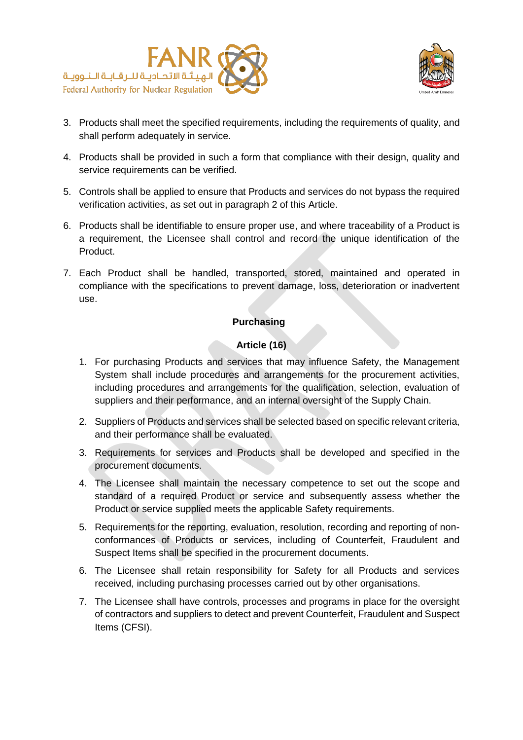3. Products shall meet the specified requirements, including the requirements of quality, and shall perform adequately in service.

4. Products shall be provided in such a form that compliance with their design, quality and service requirements can be verified.

5. Controls shall be applied to ensure that Products and services do not bypass the required verification activities, as set out in paragraph 2 of this Article.

6. Products shall be identifiable to ensure proper use, and where traceability of a Product is a requirement, the Licensee shall control and record the unique identification of the Product.

7. Each Product shall be handled, transported, stored, maintained and operated in compliance with the specifications to prevent damage, loss, deterioration or inadvertent use.

**Purchasing**

**Article (16)**

1. For purchasing Products and services that may influence Safety, the Management System shall include procedures and arrangements for the procurement activities, including procedures and arrangements for the qualification, selection, evaluation of suppliers and their performance, and an internal oversight of the Supply Chain.

2. Suppliers of Products and services shall be selected based on specific relevant criteria, and their performance shall be evaluated.

3. Requirements for services and Products shall be developed and specified in the procurement documents.

4. The Licensee shall maintain the necessary competence to set out the scope and standard of a required Product or service and subsequently assess whether the Product or service supplied meets the applicable Safety requirements.

5. Requirements for the reporting, evaluation, resolution, recording and reporting of non-conformances of Products or services, including of Counterfeit, Fraudulent and Suspect Items shall be specified in the procurement documents.

6. The Licensee shall retain responsibility for Safety for all Products and services received, including purchasing processes carried out by other organisations.

7. The Licensee shall have controls, processes and programs in place for the oversight of contractors and suppliers to detect and prevent Counterfeit, Fraudulent and Suspect Items (CFSI).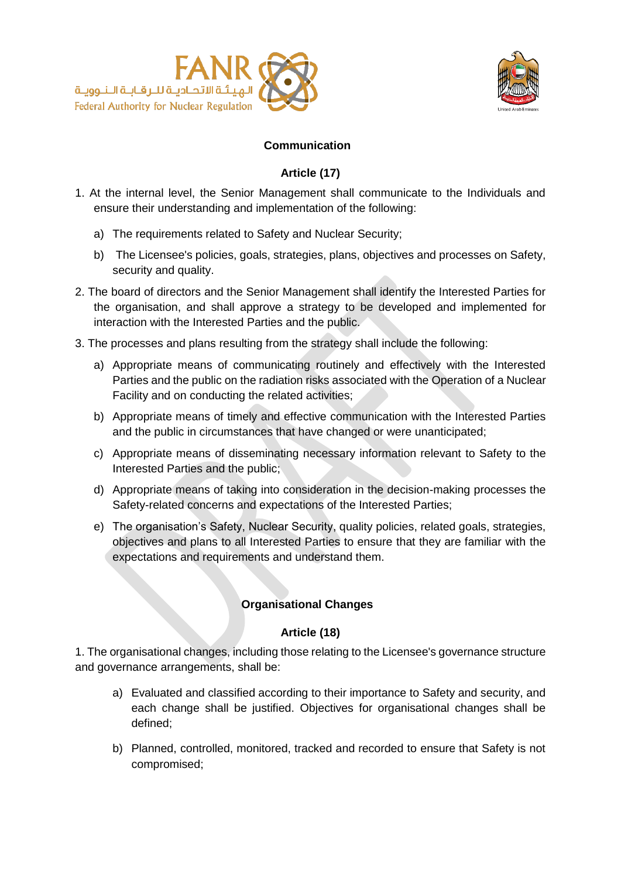## Communication

### Article (17)

1. At the internal level, the Senior Management shall communicate to the Individuals and ensure their understanding and implementation of the following:

   a) The requirements related to Safety and Nuclear Security;

   b) The Licensee's policies, goals, strategies, plans, objectives and processes on Safety, security and quality.

2. The board of directors and the Senior Management shall identify the Interested Parties for the organisation, and shall approve a strategy to be developed and implemented for interaction with the Interested Parties and the public.

3. The processes and plans resulting from the strategy shall include the following:

   a) Appropriate means of communicating routinely and effectively with the Interested Parties and the public on the radiation risks associated with the Operation of a Nuclear Facility and on conducting the related activities;

   b) Appropriate means of timely and effective communication with the Interested Parties and the public in circumstances that have changed or were unanticipated;

   c) Appropriate means of disseminating necessary information relevant to Safety to the Interested Parties and the public;

   d) Appropriate means of taking into consideration in the decision-making processes the Safety-related concerns and expectations of the Interested Parties;

   e) The organisation's Safety, Nuclear Security, quality policies, related goals, strategies, objectives and plans to all Interested Parties to ensure that they are familiar with the expectations and requirements and understand them.

## Organisational Changes

### Article (18)

1. The organisational changes, including those relating to the Licensee's governance structure and governance arrangements, shall be:

   a) Evaluated and classified according to their importance to Safety and security, and each change shall be justified. Objectives for organisational changes shall be defined;

   b) Planned, controlled, monitored, tracked and recorded to ensure that Safety is not compromised;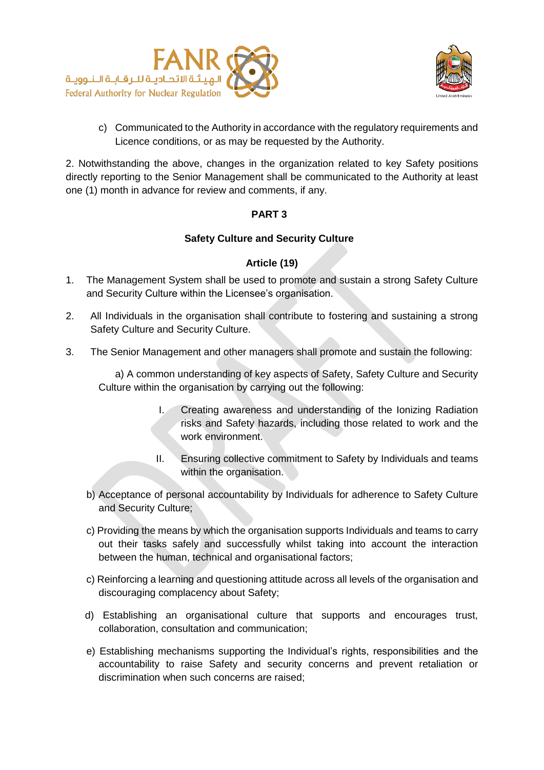c) Communicated to the Authority in accordance with the regulatory requirements and Licence conditions, or as may be requested by the Authority.

2. Notwithstanding the above, changes in the organization related to key Safety positions directly reporting to the Senior Management shall be communicated to the Authority at least one (1) month in advance for review and comments, if any.

## PART 3

### Safety Culture and Security Culture

### Article (19)

1. The Management System shall be used to promote and sustain a strong Safety Culture and Security Culture within the Licensee's organisation.

2. All Individuals in the organisation shall contribute to fostering and sustaining a strong Safety Culture and Security Culture.

3. The Senior Management and other managers shall promote and sustain the following:

   a) A common understanding of key aspects of Safety, Safety Culture and Security Culture within the organisation by carrying out the following:

      I. Creating awareness and understanding of the Ionizing Radiation risks and Safety hazards, including those related to work and the work environment.

      II. Ensuring collective commitment to Safety by Individuals and teams within the organisation.

   b) Acceptance of personal accountability by Individuals for adherence to Safety Culture and Security Culture;

   c) Providing the means by which the organisation supports Individuals and teams to carry out their tasks safely and successfully whilst taking into account the interaction between the human, technical and organisational factors;

   c) Reinforcing a learning and questioning attitude across all levels of the organisation and discouraging complacency about Safety;

   d) Establishing an organisational culture that supports and encourages trust, collaboration, consultation and communication;

   e) Establishing mechanisms supporting the Individual's rights, responsibilities and the accountability to raise Safety and security concerns and prevent retaliation or discrimination when such concerns are raised;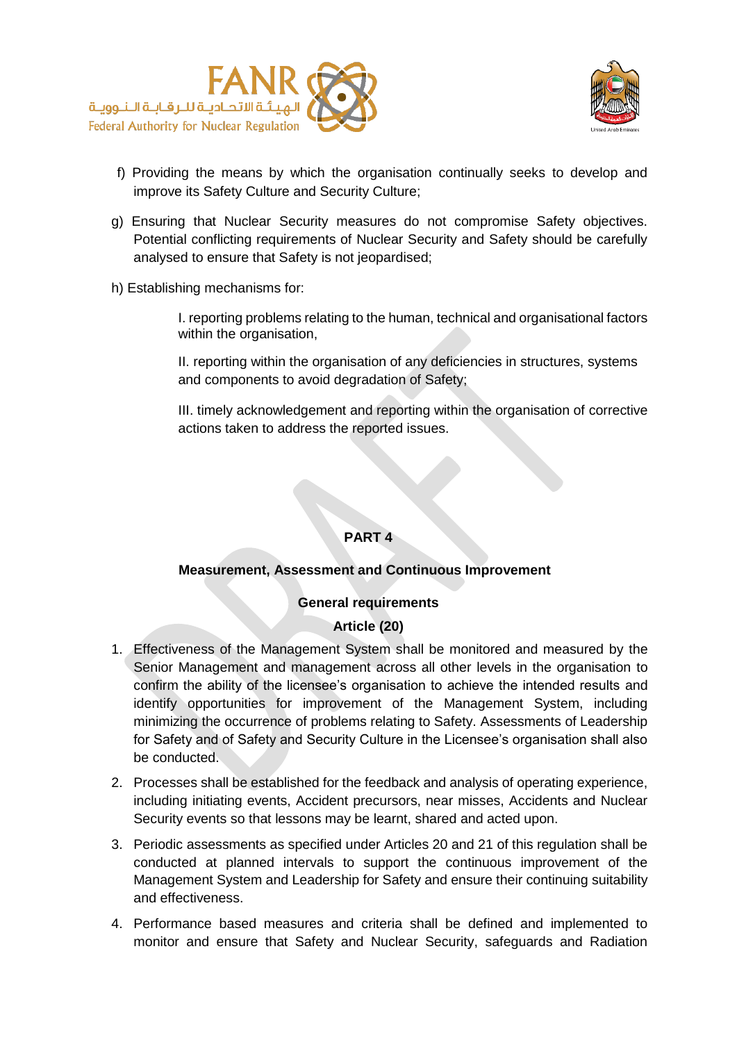f) Providing the means by which the organisation continually seeks to develop and improve its Safety Culture and Security Culture;

g) Ensuring that Nuclear Security measures do not compromise Safety objectives. Potential conflicting requirements of Nuclear Security and Safety should be carefully analysed to ensure that Safety is not jeopardised;

h) Establishing mechanisms for:

I. reporting problems relating to the human, technical and organisational factors within the organisation,

II. reporting within the organisation of any deficiencies in structures, systems and components to avoid degradation of Safety;

III. timely acknowledgement and reporting within the organisation of corrective actions taken to address the reported issues.

## PART 4

## Measurement, Assessment and Continuous Improvement

### General requirements

### Article (20)

1. Effectiveness of the Management System shall be monitored and measured by the Senior Management and management across all other levels in the organisation to confirm the ability of the licensee's organisation to achieve the intended results and identify opportunities for improvement of the Management System, including minimizing the occurrence of problems relating to Safety. Assessments of Leadership for Safety and of Safety and Security Culture in the Licensee's organisation shall also be conducted.

2. Processes shall be established for the feedback and analysis of operating experience, including initiating events, Accident precursors, near misses, Accidents and Nuclear Security events so that lessons may be learnt, shared and acted upon.

3. Periodic assessments as specified under Articles 20 and 21 of this regulation shall be conducted at planned intervals to support the continuous improvement of the Management System and Leadership for Safety and ensure their continuing suitability and effectiveness.

4. Performance based measures and criteria shall be defined and implemented to monitor and ensure that Safety and Nuclear Security, safeguards and Radiation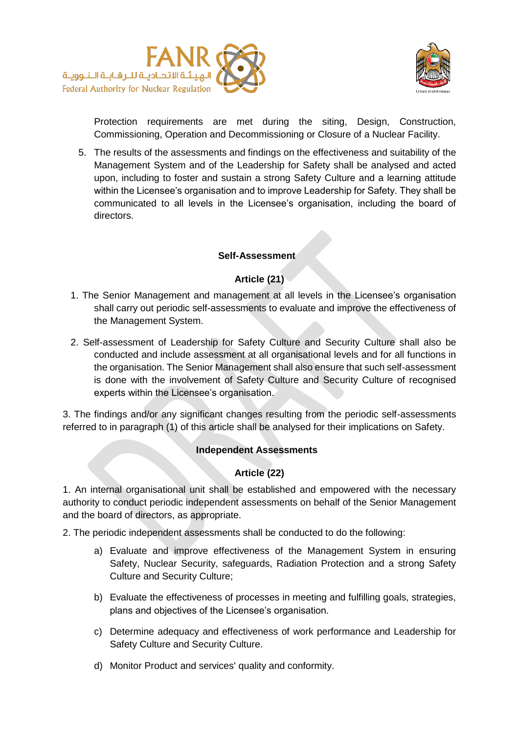Protection requirements are met during the siting, Design, Construction, Commissioning, Operation and Decommissioning or Closure of a Nuclear Facility.

5. The results of the assessments and findings on the effectiveness and suitability of the Management System and of the Leadership for Safety shall be analysed and acted upon, including to foster and sustain a strong Safety Culture and a learning attitude within the Licensee's organisation and to improve Leadership for Safety. They shall be communicated to all levels in the Licensee's organisation, including the board of directors.

**Self-Assessment**

**Article (21)**

1. The Senior Management and management at all levels in the Licensee's organisation shall carry out periodic self-assessments to evaluate and improve the effectiveness of the Management System.

2. Self-assessment of Leadership for Safety Culture and Security Culture shall also be conducted and include assessment at all organisational levels and for all functions in the organisation. The Senior Management shall also ensure that such self-assessment is done with the involvement of Safety Culture and Security Culture of recognised experts within the Licensee's organisation.

3. The findings and/or any significant changes resulting from the periodic self-assessments referred to in paragraph (1) of this article shall be analysed for their implications on Safety.

**Independent Assessments**

**Article (22)**

1. An internal organisational unit shall be established and empowered with the necessary authority to conduct periodic independent assessments on behalf of the Senior Management and the board of directors, as appropriate.

2. The periodic independent assessments shall be conducted to do the following:

   a) Evaluate and improve effectiveness of the Management System in ensuring Safety, Nuclear Security, safeguards, Radiation Protection and a strong Safety Culture and Security Culture;

   b) Evaluate the effectiveness of processes in meeting and fulfilling goals, strategies, plans and objectives of the Licensee's organisation.

   c) Determine adequacy and effectiveness of work performance and Leadership for Safety Culture and Security Culture.

   d) Monitor Product and services' quality and conformity.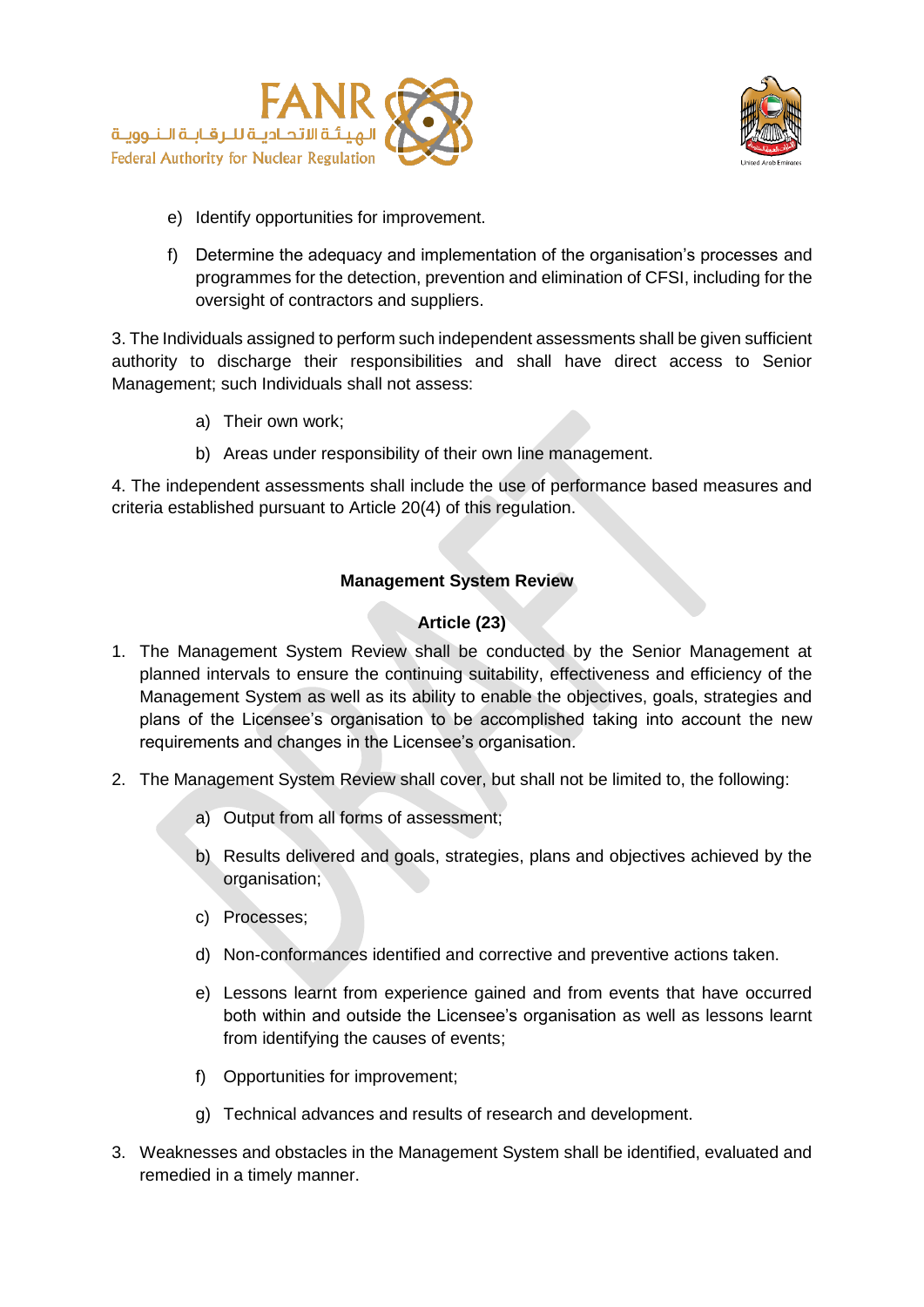e) Identify opportunities for improvement.

f) Determine the adequacy and implementation of the organisation's processes and programmes for the detection, prevention and elimination of CFSI, including for the oversight of contractors and suppliers.

3. The Individuals assigned to perform such independent assessments shall be given sufficient authority to discharge their responsibilities and shall have direct access to Senior Management; such Individuals shall not assess:

   a) Their own work;

   b) Areas under responsibility of their own line management.

4. The independent assessments shall include the use of performance based measures and criteria established pursuant to Article 20(4) of this regulation.

**Management System Review**

**Article (23)**

1. The Management System Review shall be conducted by the Senior Management at planned intervals to ensure the continuing suitability, effectiveness and efficiency of the Management System as well as its ability to enable the objectives, goals, strategies and plans of the Licensee's organisation to be accomplished taking into account the new requirements and changes in the Licensee's organisation.

2. The Management System Review shall cover, but shall not be limited to, the following:

   a) Output from all forms of assessment;

   b) Results delivered and goals, strategies, plans and objectives achieved by the organisation;

   c) Processes;

   d) Non-conformances identified and corrective and preventive actions taken.

   e) Lessons learnt from experience gained and from events that have occurred both within and outside the Licensee's organisation as well as lessons learnt from identifying the causes of events;

   f) Opportunities for improvement;

   g) Technical advances and results of research and development.

3. Weaknesses and obstacles in the Management System shall be identified, evaluated and remedied in a timely manner.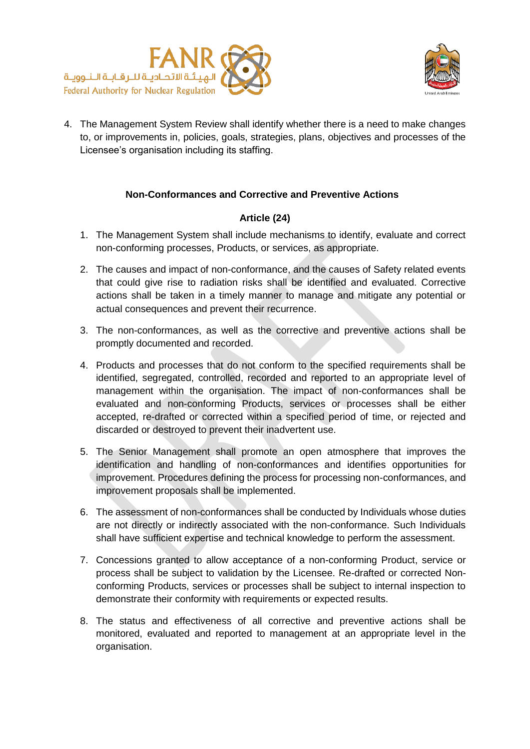4. The Management System Review shall identify whether there is a need to make changes to, or improvements in, policies, goals, strategies, plans, objectives and processes of the Licensee's organisation including its staffing.

**Non-Conformances and Corrective and Preventive Actions**

**Article (24)**

1. The Management System shall include mechanisms to identify, evaluate and correct non-conforming processes, Products, or services, as appropriate.

2. The causes and impact of non-conformance, and the causes of Safety related events that could give rise to radiation risks shall be identified and evaluated. Corrective actions shall be taken in a timely manner to manage and mitigate any potential or actual consequences and prevent their recurrence.

3. The non-conformances, as well as the corrective and preventive actions shall be promptly documented and recorded.

4. Products and processes that do not conform to the specified requirements shall be identified, segregated, controlled, recorded and reported to an appropriate level of management within the organisation. The impact of non-conformances shall be evaluated and non-conforming Products, services or processes shall be either accepted, re-drafted or corrected within a specified period of time, or rejected and discarded or destroyed to prevent their inadvertent use.

5. The Senior Management shall promote an open atmosphere that improves the identification and handling of non-conformances and identifies opportunities for improvement. Procedures defining the process for processing non-conformances, and improvement proposals shall be implemented.

6. The assessment of non-conformances shall be conducted by Individuals whose duties are not directly or indirectly associated with the non-conformance. Such Individuals shall have sufficient expertise and technical knowledge to perform the assessment.

7. Concessions granted to allow acceptance of a non-conforming Product, service or process shall be subject to validation by the Licensee. Re-drafted or corrected Non-conforming Products, services or processes shall be subject to internal inspection to demonstrate their conformity with requirements or expected results.

8. The status and effectiveness of all corrective and preventive actions shall be monitored, evaluated and reported to management at an appropriate level in the organisation.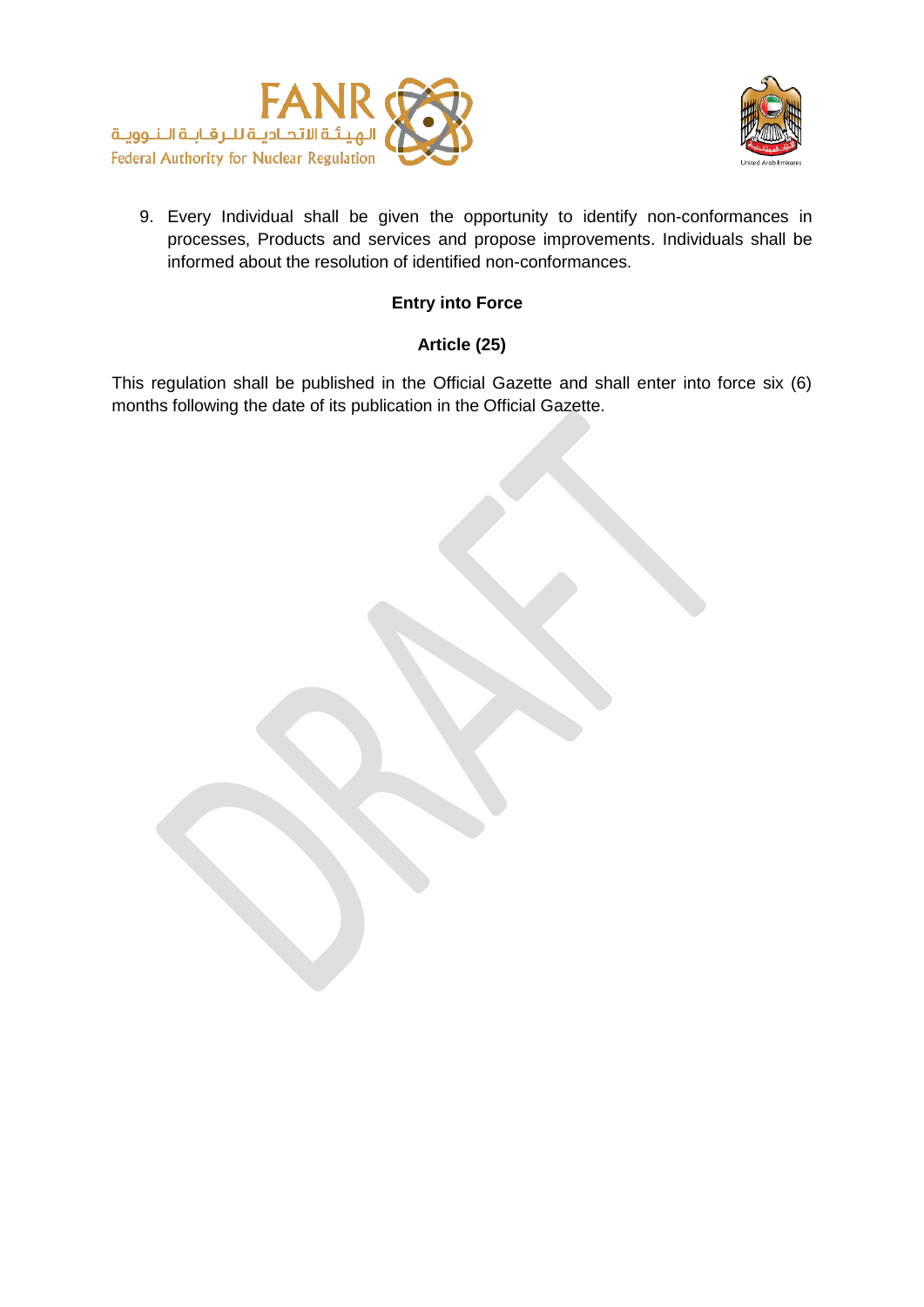9. Every Individual shall be given the opportunity to identify non-conformances in processes, Products and services and propose improvements. Individuals shall be informed about the resolution of identified non-conformances.

**Entry into Force**

**Article (25)**

This regulation shall be published in the Official Gazette and shall enter into force six (6) months following the date of its publication in the Official Gazette.